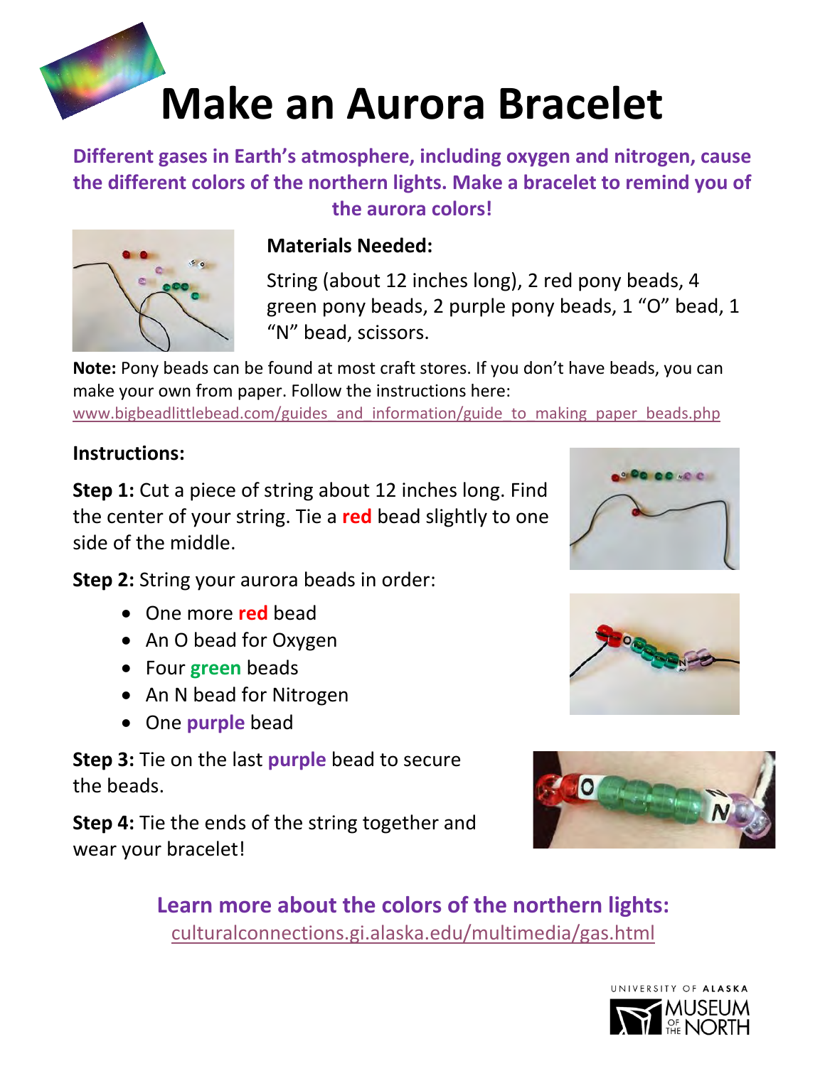# Make an Aurora Bracelet

**Different gases in Earth's atmosphere, including oxygen and nitrogen, cause the different colors of the northern lights. Make a bracelet to remind you of the aurora colors!**

**Materials Needed:**

String (about 12 inches long), 2 red pony beads, 4 green pony beads, 2 purple pony beads, 1 "O" bead, 1 "N" bead, scissors.

**Note:** Pony beads can be found at most craft stores. If you don't have beads, you can make your own from paper. Follow the instructions here: www.bigbeadlittlebead.com/guides_and_information/guide_to_making_paper_beads.php

**Instructions:**

**Step 1:** Cut a piece of string about 12 inches long. Find the center of your string. Tie a **red** bead slightly to one side of the middle.

**Step 2:** String your aurora beads in order:

- One more **red** bead
- An O bead for Oxygen
- Four **green** beads
- An N bead for Nitrogen
- One **purple** bead

**Step 3:** Tie on the last **purple** bead to secure the beads.

**Step 4:** Tie the ends of the string together and wear your bracelet!

**Learn more about the colors of the northern lights:**
culturalconnections.gi.alaska.edu/multimedia/gas.html

UNIVERSITY OF ALASKA MUSEUM OF THE NORTH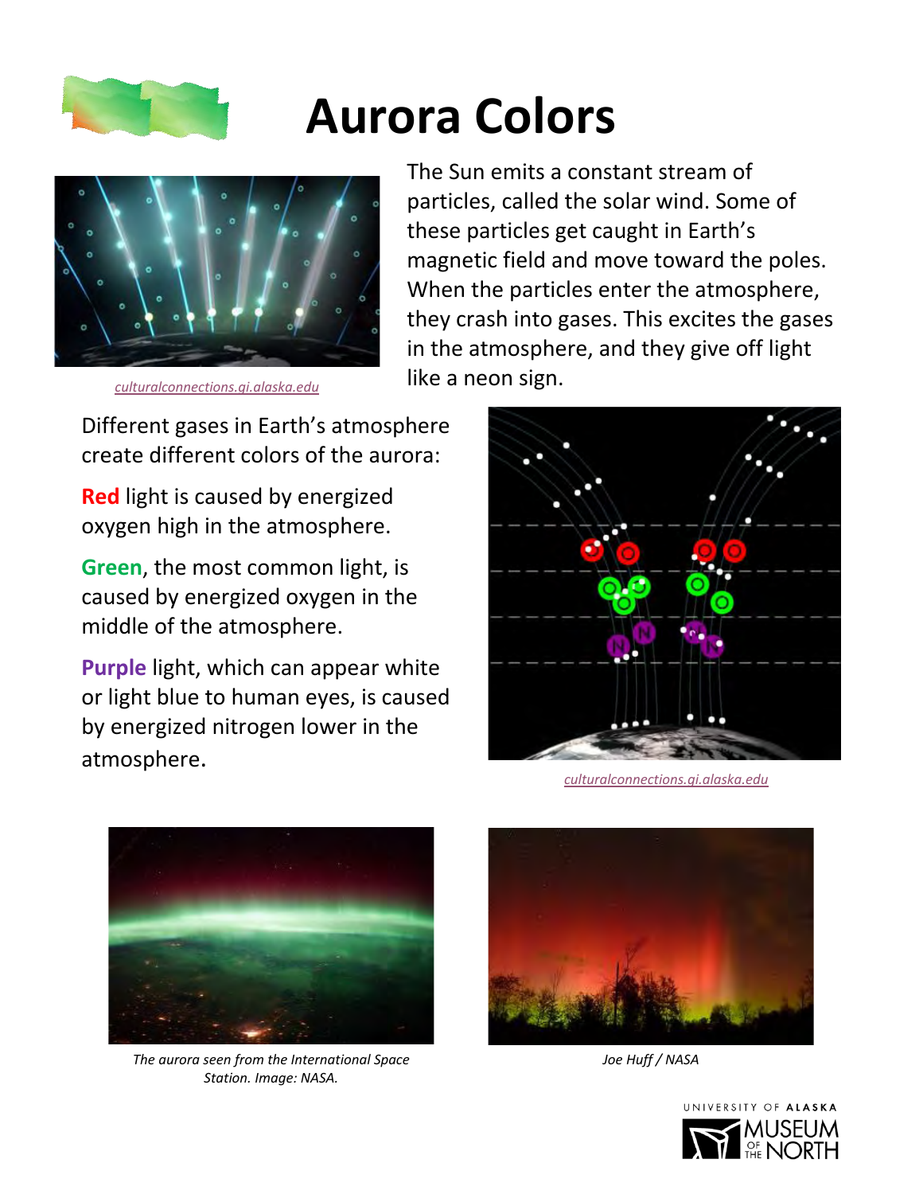# Aurora Colors

culturalconnections.gi.alaska.edu

The Sun emits a constant stream of particles, called the solar wind. Some of these particles get caught in Earth's magnetic field and move toward the poles. When the particles enter the atmosphere, they crash into gases. This excites the gases in the atmosphere, and they give off light like a neon sign.

Different gases in Earth's atmosphere create different colors of the aurora:

**Red** light is caused by energized oxygen high in the atmosphere.

**Green**, the most common light, is caused by energized oxygen in the middle of the atmosphere.

**Purple** light, which can appear white or light blue to human eyes, is caused by energized nitrogen lower in the atmosphere.

culturalconnections.gi.alaska.edu

*The aurora seen from the International Space Station. Image: NASA.*

*Joe Huff / NASA*

UNIVERSITY OF ALASKA MUSEUM OF THE NORTH